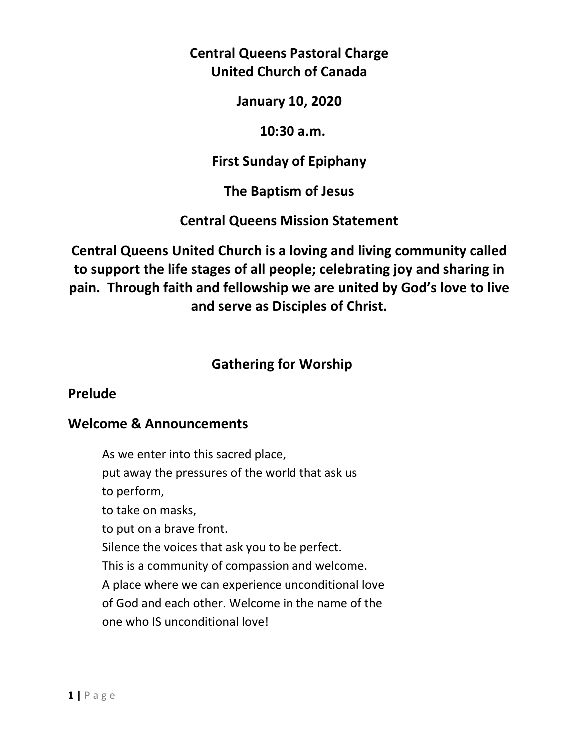# Central Queens Pastoral Charge
# United Church of Canada

**January 10, 2020**

**10:30 a.m.**

**First Sunday of Epiphany**

**The Baptism of Jesus**

**Central Queens Mission Statement**

**Central Queens United Church is a loving and living community called to support the life stages of all people; celebrating joy and sharing in pain. Through faith and fellowship we are united by God's love to live and serve as Disciples of Christ.**

## Gathering for Worship

### Prelude

### Welcome & Announcements

As we enter into this sacred place,
put away the pressures of the world that ask us
to perform,
to take on masks,
to put on a brave front.
Silence the voices that ask you to be perfect.
This is a community of compassion and welcome.
A place where we can experience unconditional love
of God and each other. Welcome in the name of the
one who IS unconditional love!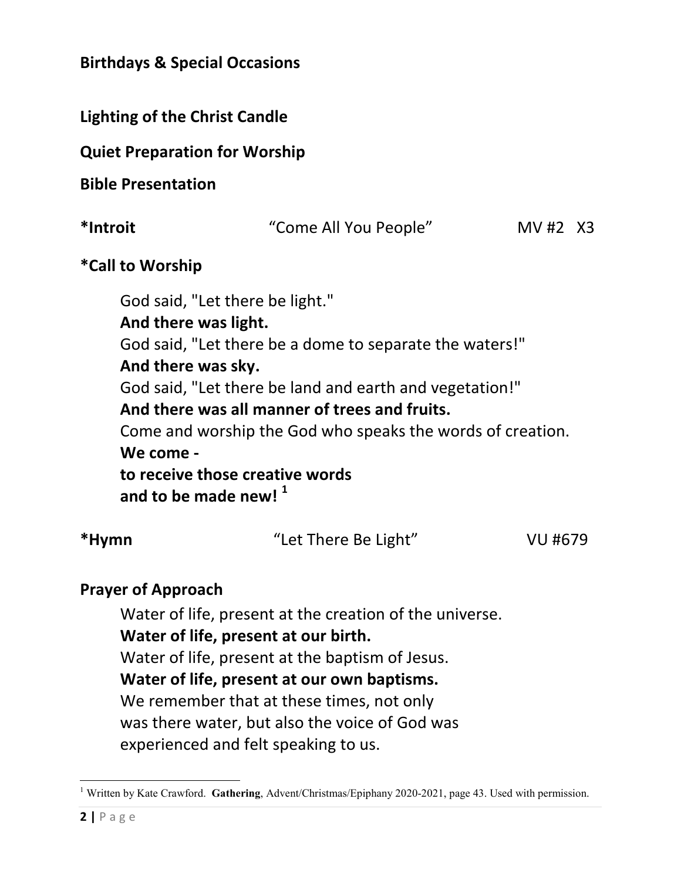**Birthdays & Special Occasions**

**Lighting of the Christ Candle**

**Quiet Preparation for Worship**

**Bible Presentation**

**\*Introit** "Come All You People" MV #2 X3

**\*Call to Worship**

God said, "Let there be light."
**And there was light.**
God said, "Let there be a dome to separate the waters!"
**And there was sky.**
God said, "Let there be land and earth and vegetation!"
**And there was all manner of trees and fruits.**
Come and worship the God who speaks the words of creation.
**We come -**
**to receive those creative words**
**and to be made new!** [1]

**\*Hymn** "Let There Be Light" VU #679

**Prayer of Approach**

Water of life, present at the creation of the universe.
**Water of life, present at our birth.**
Water of life, present at the baptism of Jesus.
**Water of life, present at our own baptisms.**
We remember that at these times, not only
was there water, but also the voice of God was
experienced and felt speaking to us.

---

[1] Written by Kate Crawford. **Gathering**, Advent/Christmas/Epiphany 2020-2021, page 43. Used with permission.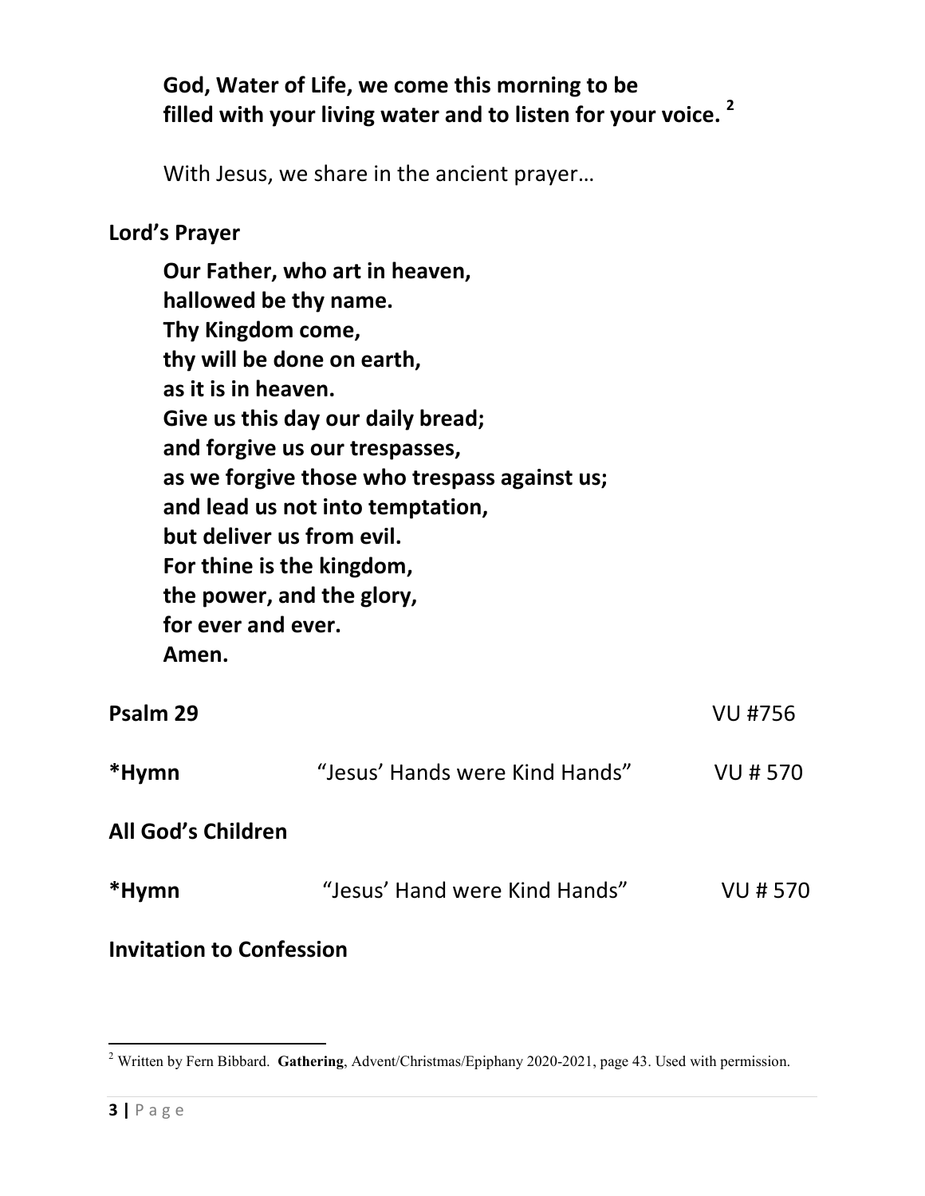**God, Water of Life, we come this morning to be filled with your living water and to listen for your voice.** [2]

With Jesus, we share in the ancient prayer…

**Lord's Prayer**

**Our Father, who art in heaven,**
**hallowed be thy name.**
**Thy Kingdom come,**
**thy will be done on earth,**
**as it is in heaven.**
**Give us this day our daily bread;**
**and forgive us our trespasses,**
**as we forgive those who trespass against us;**
**and lead us not into temptation,**
**but deliver us from evil.**
**For thine is the kingdom,**
**the power, and the glory,**
**for ever and ever.**
**Amen.**

**Psalm 29** VU #756

**\*Hymn** "Jesus' Hands were Kind Hands" VU # 570

**All God's Children**

**\*Hymn** "Jesus' Hand were Kind Hands" VU # 570

**Invitation to Confession**

---

[2] Written by Fern Bibbard. **Gathering**, Advent/Christmas/Epiphany 2020-2021, page 43. Used with permission.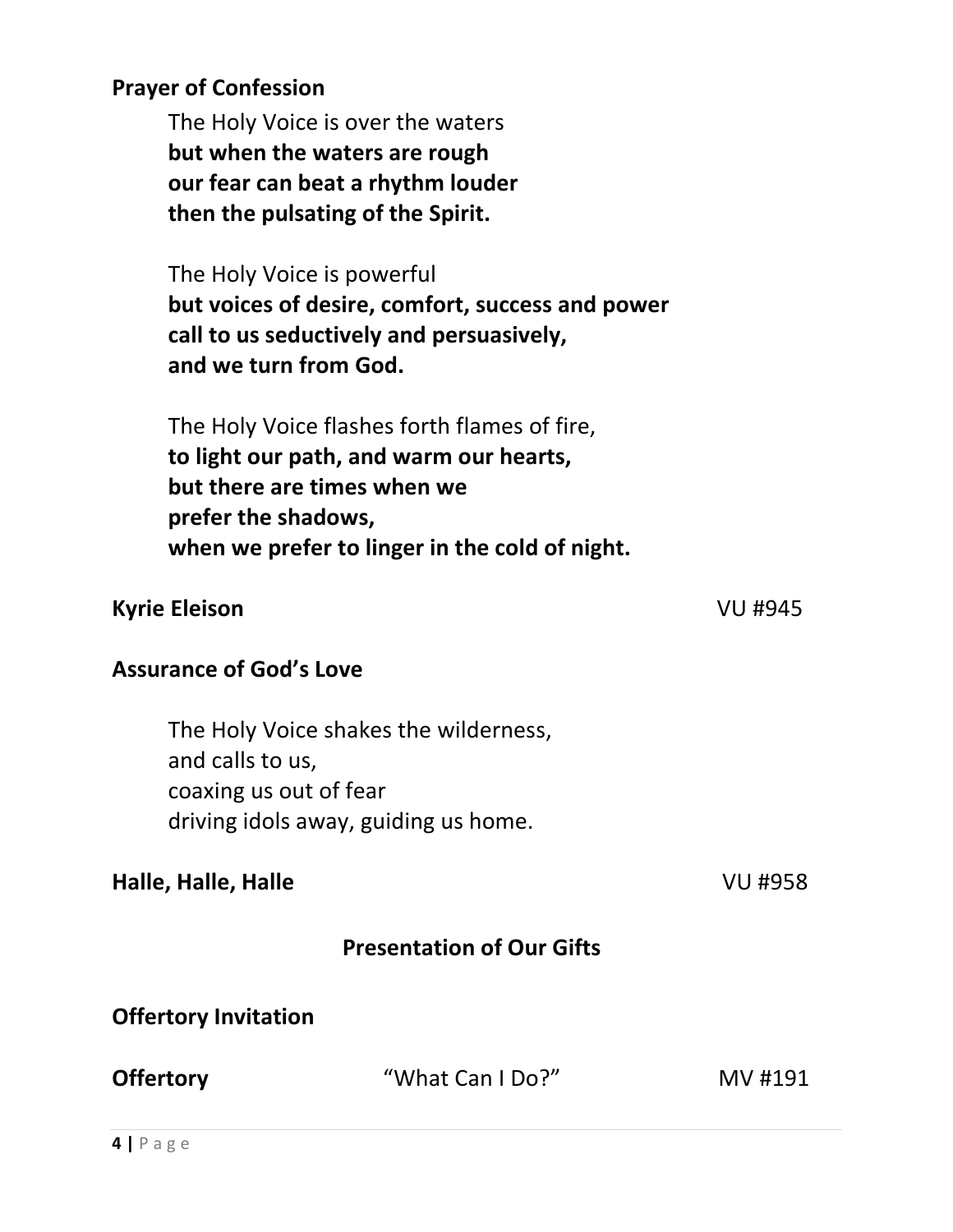**Prayer of Confession**

The Holy Voice is over the waters
**but when the waters are rough**
**our fear can beat a rhythm louder**
**then the pulsating of the Spirit.**

The Holy Voice is powerful
**but voices of desire, comfort, success and power**
**call to us seductively and persuasively,**
**and we turn from God.**

The Holy Voice flashes forth flames of fire,
**to light our path, and warm our hearts,**
**but there are times when we**
**prefer the shadows,**
**when we prefer to linger in the cold of night.**

**Kyrie Eleison** VU #945

**Assurance of God's Love**

The Holy Voice shakes the wilderness,
and calls to us,
coaxing us out of fear
driving idols away, guiding us home.

**Halle, Halle, Halle** VU #958

## Presentation of Our Gifts

**Offertory Invitation**

**Offertory** "What Can I Do?" MV #191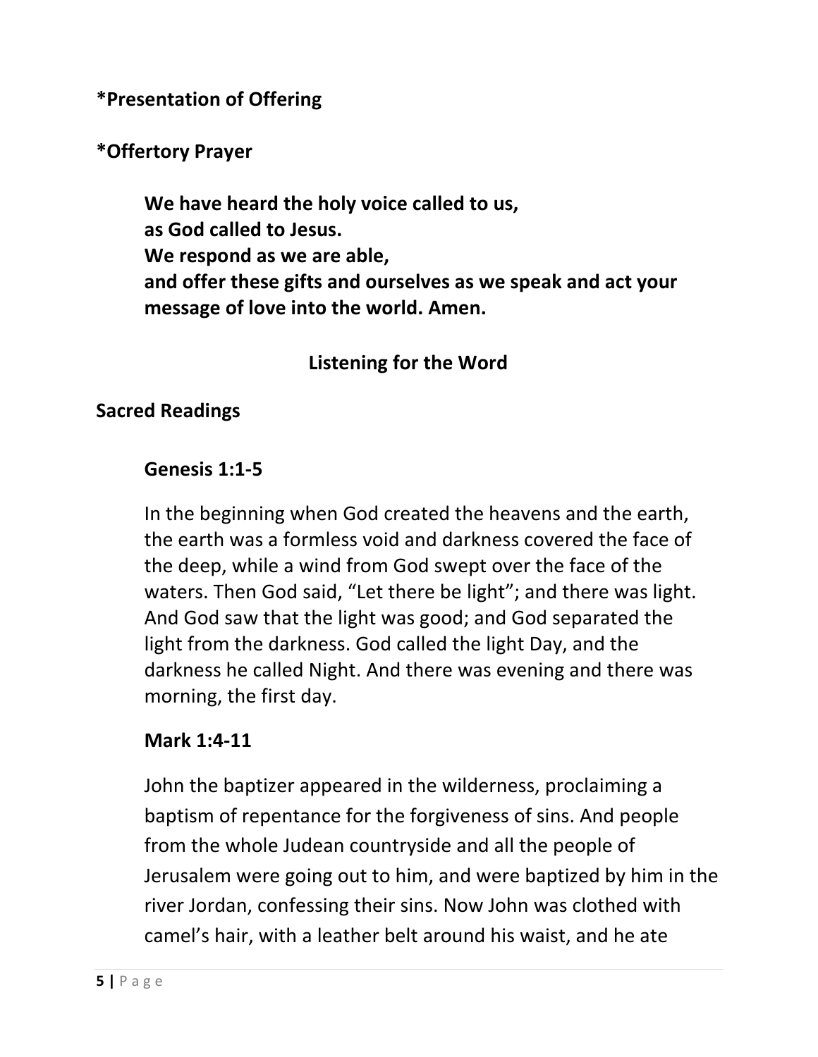**\*Presentation of Offering**

**\*Offertory Prayer**

**We have heard the holy voice called to us,**
**as God called to Jesus.**
**We respond as we are able,**
**and offer these gifts and ourselves as we speak and act your message of love into the world. Amen.**

## Listening for the Word

**Sacred Readings**

**Genesis 1:1-5**

In the beginning when God created the heavens and the earth, the earth was a formless void and darkness covered the face of the deep, while a wind from God swept over the face of the waters. Then God said, "Let there be light"; and there was light. And God saw that the light was good; and God separated the light from the darkness. God called the light Day, and the darkness he called Night. And there was evening and there was morning, the first day.

**Mark 1:4-11**

John the baptizer appeared in the wilderness, proclaiming a baptism of repentance for the forgiveness of sins. And people from the whole Judean countryside and all the people of Jerusalem were going out to him, and were baptized by him in the river Jordan, confessing their sins. Now John was clothed with camel's hair, with a leather belt around his waist, and he ate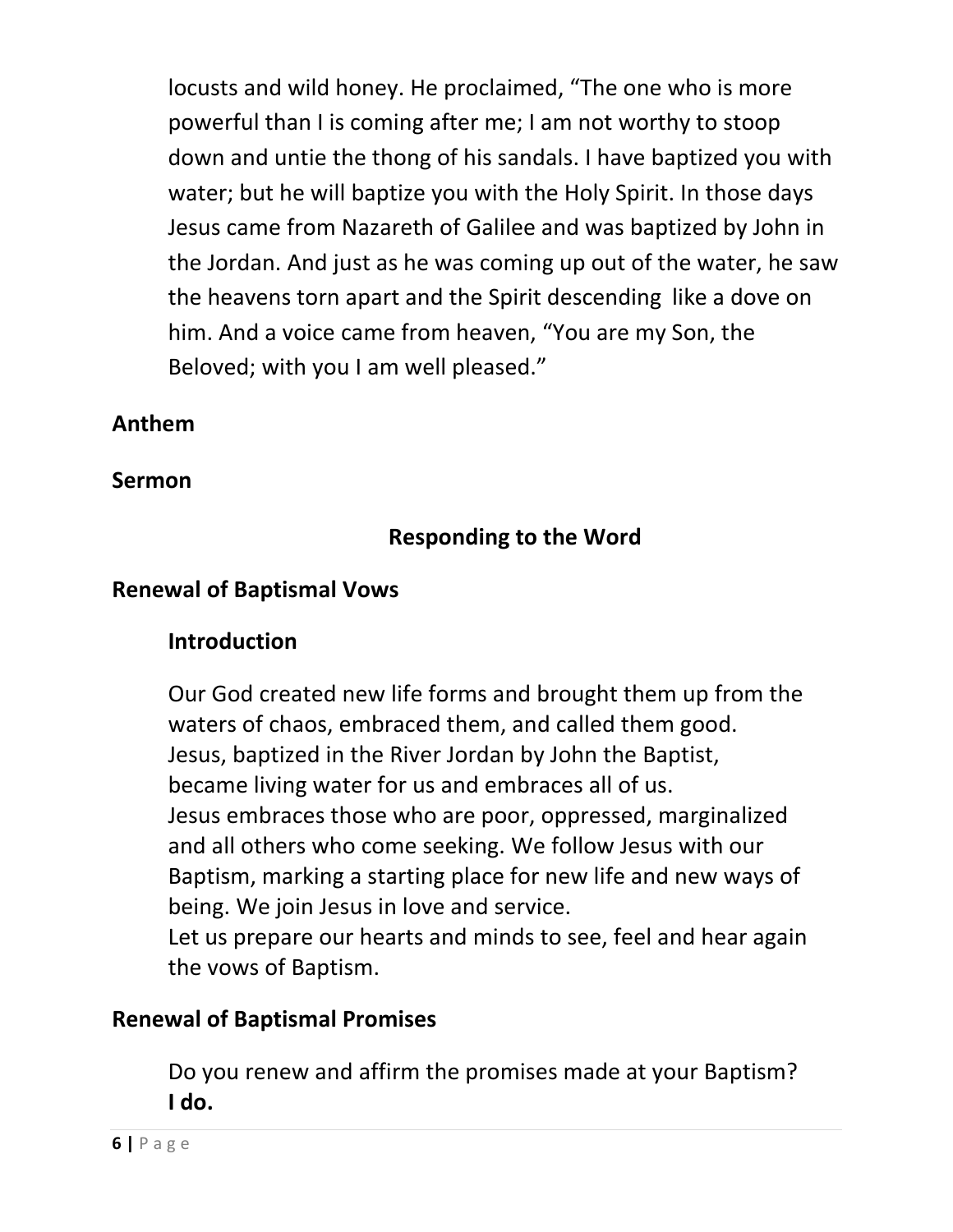locusts and wild honey. He proclaimed, "The one who is more powerful than I is coming after me; I am not worthy to stoop down and untie the thong of his sandals. I have baptized you with water; but he will baptize you with the Holy Spirit. In those days Jesus came from Nazareth of Galilee and was baptized by John in the Jordan. And just as he was coming up out of the water, he saw the heavens torn apart and the Spirit descending like a dove on him. And a voice came from heaven, "You are my Son, the Beloved; with you I am well pleased."

**Anthem**

**Sermon**

## Responding to the Word

**Renewal of Baptismal Vows**

**Introduction**

Our God created new life forms and brought them up from the waters of chaos, embraced them, and called them good.
Jesus, baptized in the River Jordan by John the Baptist, became living water for us and embraces all of us.
Jesus embraces those who are poor, oppressed, marginalized and all others who come seeking. We follow Jesus with our Baptism, marking a starting place for new life and new ways of being. We join Jesus in love and service.
Let us prepare our hearts and minds to see, feel and hear again the vows of Baptism.

**Renewal of Baptismal Promises**

Do you renew and affirm the promises made at your Baptism?
**I do.**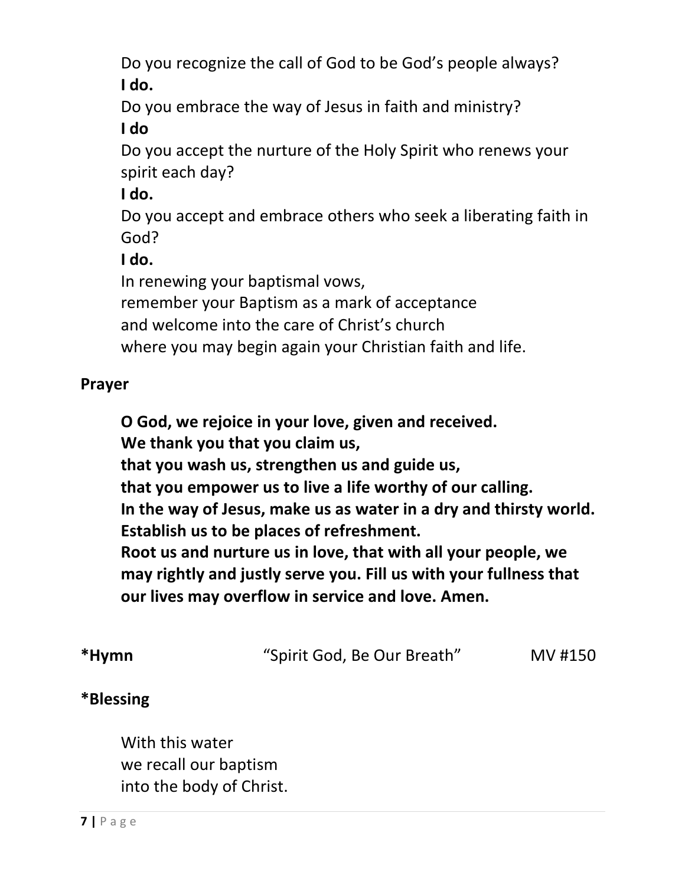Do you recognize the call of God to be God's people always?
**I do.**
Do you embrace the way of Jesus in faith and ministry?
**I do**
Do you accept the nurture of the Holy Spirit who renews your spirit each day?
**I do.**
Do you accept and embrace others who seek a liberating faith in God?
**I do.**
In renewing your baptismal vows,
remember your Baptism as a mark of acceptance
and welcome into the care of Christ's church
where you may begin again your Christian faith and life.

**Prayer**

**O God, we rejoice in your love, given and received.**
**We thank you that you claim us,**
**that you wash us, strengthen us and guide us,**
**that you empower us to live a life worthy of our calling.**
**In the way of Jesus, make us as water in a dry and thirsty world.**
**Establish us to be places of refreshment.**
**Root us and nurture us in love, that with all your people, we may rightly and justly serve you. Fill us with your fullness that our lives may overflow in service and love. Amen.**

**\*Hymn** "Spirit God, Be Our Breath" MV #150

**\*Blessing**

With this water
we recall our baptism
into the body of Christ.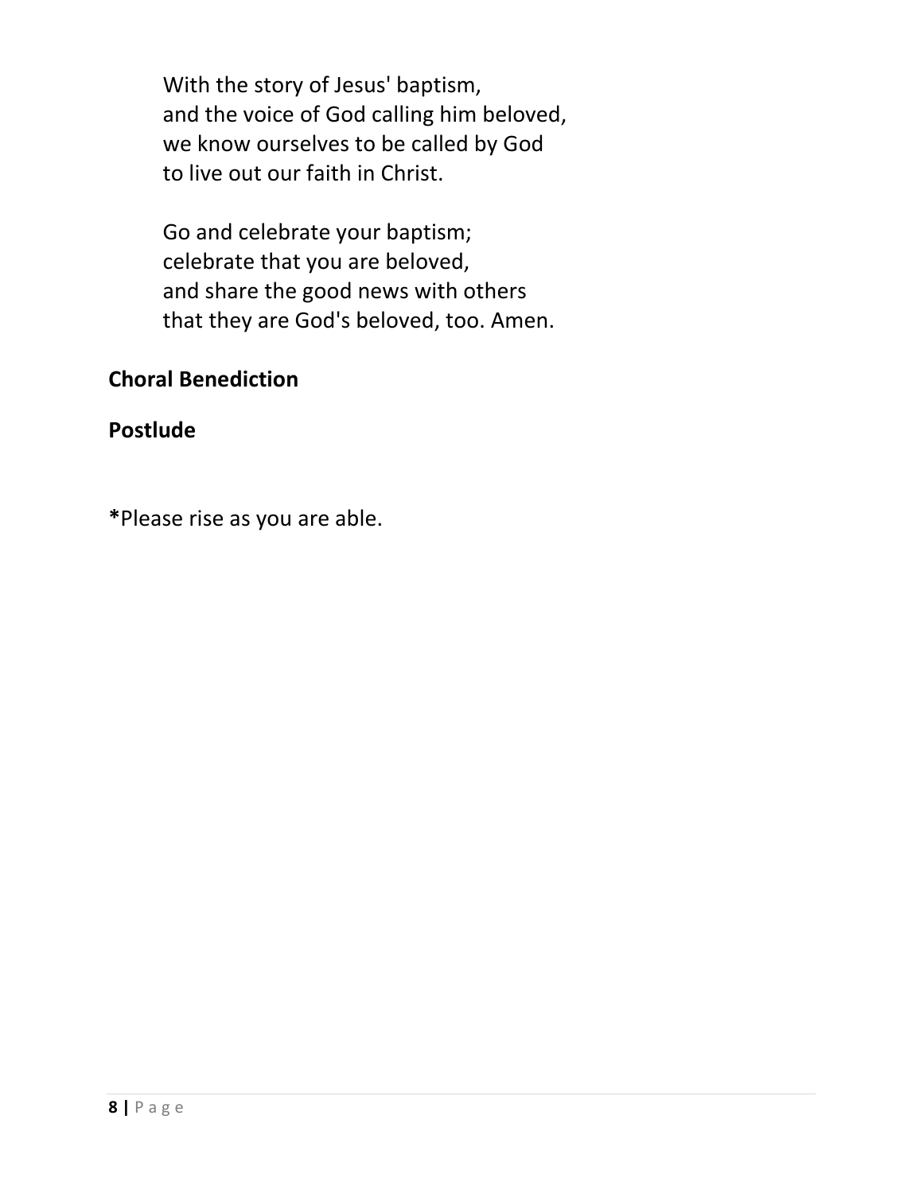With the story of Jesus' baptism,
and the voice of God calling him beloved,
we know ourselves to be called by God
to live out our faith in Christ.

Go and celebrate your baptism;
celebrate that you are beloved,
and share the good news with others
that they are God's beloved, too. Amen.

**Choral Benediction**

**Postlude**

**\***Please rise as you are able.